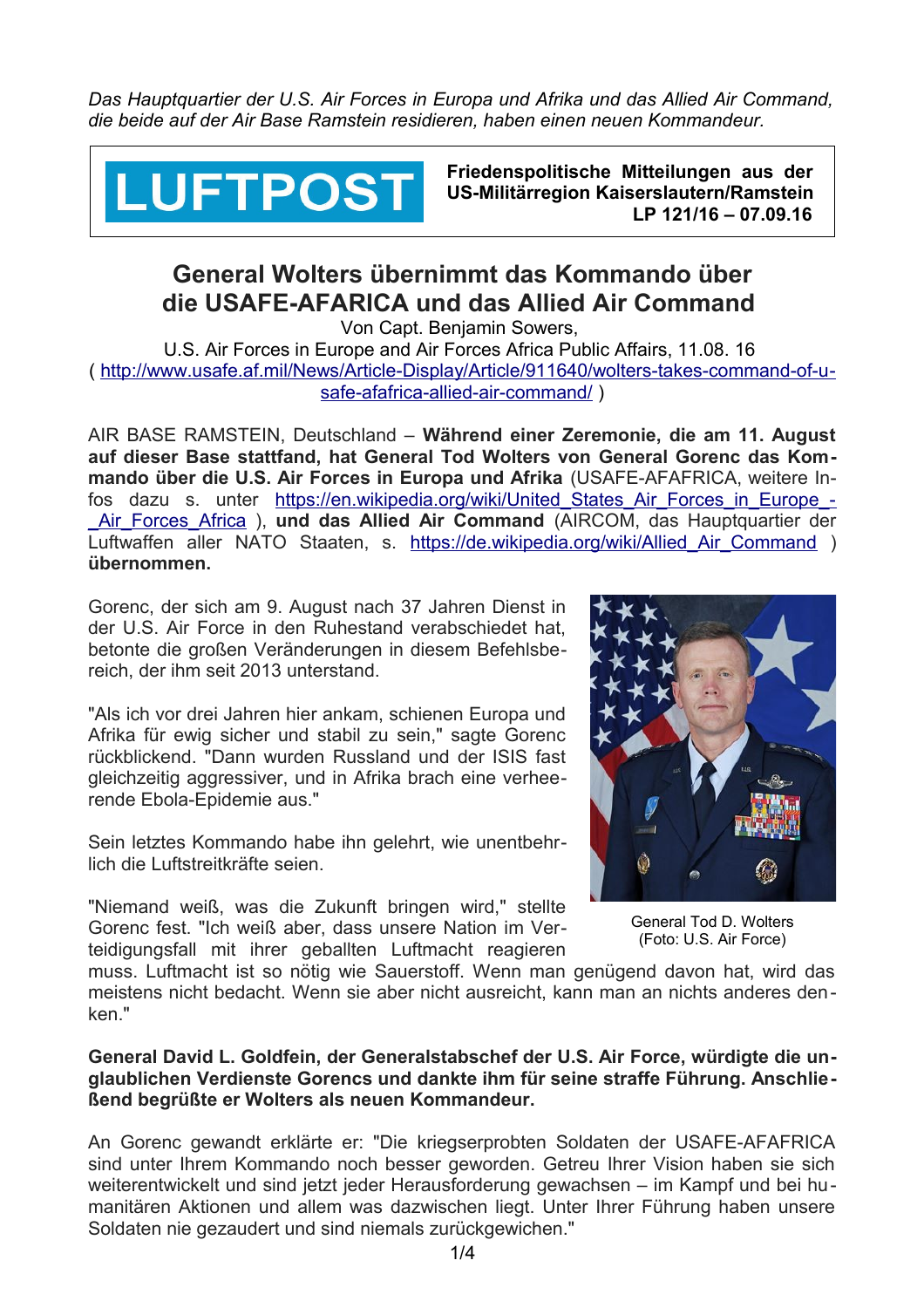*Das Hauptquartier der U.S. Air Forces in Europa und Afrika und das Allied Air Command, die beide auf der Air Base Ramstein residieren, haben einen neuen Kommandeur.*

**LUFTPOST** **Friedenspolitische Mitteilungen aus der US-Militärregion Kaiserslautern/Ramstein LP 121/16 – 07.09.16**

# General Wolters übernimmt das Kommando über die USAFE-AFARICA und das Allied Air Command

Von Capt. Benjamin Sowers,
U.S. Air Forces in Europe and Air Forces Africa Public Affairs, 11.08. 16
( http://www.usafe.af.mil/News/Article-Display/Article/911640/wolters-takes-command-of-u-safe-afafrica-allied-air-command/ )

AIR BASE RAMSTEIN, Deutschland – **Während einer Zeremonie, die am 11. August auf dieser Base stattfand, hat General Tod Wolters von General Gorenc das Kommando über die U.S. Air Forces in Europa und Afrika** (USAFE-AFAFRICA, weitere Infos dazu s. unter https://en.wikipedia.org/wiki/United_States_Air_Forces_in_Europe_-_Air_Forces_Africa ), **und das Allied Air Command** (AIRCOM, das Hauptquartier der Luftwaffen aller NATO Staaten, s. https://de.wikipedia.org/wiki/Allied_Air_Command ) **übernommen.**

Gorenc, der sich am 9. August nach 37 Jahren Dienst in der U.S. Air Force in den Ruhestand verabschiedet hat, betonte die großen Veränderungen in diesem Befehlsbereich, der ihm seit 2013 unterstand.

"Als ich vor drei Jahren hier ankam, schienen Europa und Afrika für ewig sicher und stabil zu sein," sagte Gorenc rückblickend. "Dann wurden Russland und der ISIS fast gleichzeitig aggressiver, und in Afrika brach eine verheerende Ebola-Epidemie aus."

Sein letztes Kommando habe ihn gelehrt, wie unentbehrlich die Luftstreitkräfte seien.

General Tod D. Wolters
(Foto: U.S. Air Force)

"Niemand weiß, was die Zukunft bringen wird," stellte Gorenc fest. "Ich weiß aber, dass unsere Nation im Verteidigungsfall mit ihrer geballten Luftmacht reagieren muss. Luftmacht ist so nötig wie Sauerstoff. Wenn man genügend davon hat, wird das meistens nicht bedacht. Wenn sie aber nicht ausreicht, kann man an nichts anderes denken."

**General David L. Goldfein, der Generalstabschef der U.S. Air Force, würdigte die unglaublichen Verdienste Gorencs und dankte ihm für seine straffe Führung. Anschließend begrüßte er Wolters als neuen Kommandeur.**

An Gorenc gewandt erklärte er: "Die kriegserprobten Soldaten der USAFE-AFAFRICA sind unter Ihrem Kommando noch besser geworden. Getreu Ihrer Vision haben sie sich weiterentwickelt und sind jetzt jeder Herausforderung gewachsen – im Kampf und bei humanitären Aktionen und allem was dazwischen liegt. Unter Ihrer Führung haben unsere Soldaten nie gezaudert und sind niemals zurückgewichen."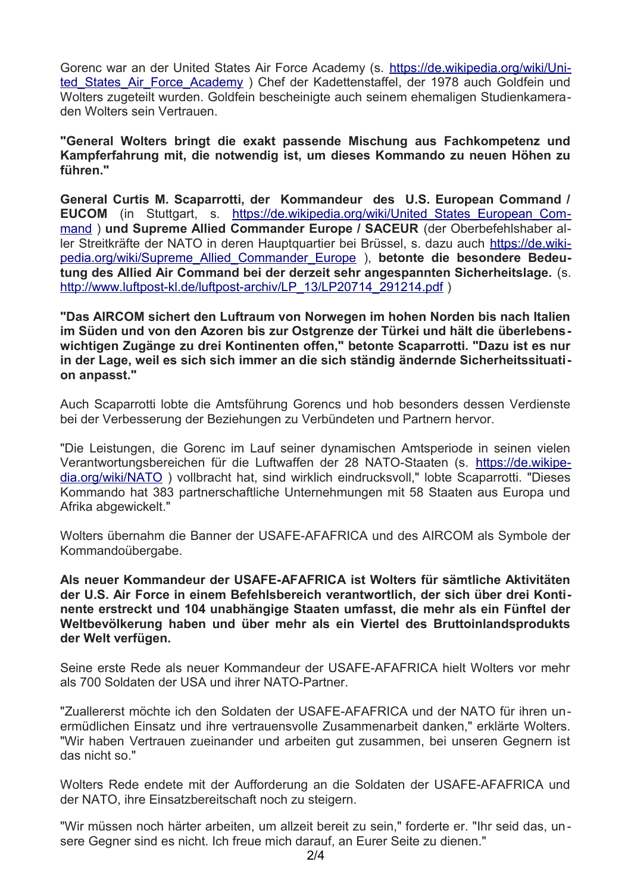Gorenc war an der United States Air Force Academy (s. https://de.wikipedia.org/wiki/United_States_Air_Force_Academy ) Chef der Kadettenstaffel, der 1978 auch Goldfein und Wolters zugeteilt wurden. Goldfein bescheinigte auch seinem ehemaligen Studienkameraden Wolters sein Vertrauen.

**"General Wolters bringt die exakt passende Mischung aus Fachkompetenz und Kampferfahrung mit, die notwendig ist, um dieses Kommando zu neuen Höhen zu führen."**

**General Curtis M. Scaparrotti, der Kommandeur des U.S. European Command / EUCOM** (in Stuttgart, s. https://de.wikipedia.org/wiki/United_States_European_Command ) **und Supreme Allied Commander Europe / SACEUR** (der Oberbefehlshaber aller Streitkräfte der NATO in deren Hauptquartier bei Brüssel, s. dazu auch https://de.wikipedia.org/wiki/Supreme_Allied_Commander_Europe ), **betonte die besondere Bedeutung des Allied Air Command bei der derzeit sehr angespannten Sicherheitslage.** (s. http://www.luftpost-kl.de/luftpost-archiv/LP_13/LP20714_291214.pdf )

**"Das AIRCOM sichert den Luftraum von Norwegen im hohen Norden bis nach Italien im Süden und von den Azoren bis zur Ostgrenze der Türkei und hält die überlebenswichtigen Zugänge zu drei Kontinenten offen," betonte Scaparrotti. "Dazu ist es nur in der Lage, weil es sich sich immer an die sich ständig ändernde Sicherheitssituation anpasst."**

Auch Scaparrotti lobte die Amtsführung Gorencs und hob besonders dessen Verdienste bei der Verbesserung der Beziehungen zu Verbündeten und Partnern hervor.

"Die Leistungen, die Gorenc im Lauf seiner dynamischen Amtsperiode in seinen vielen Verantwortungsbereichen für die Luftwaffen der 28 NATO-Staaten (s. https://de.wikipedia.org/wiki/NATO ) vollbracht hat, sind wirklich eindrucksvoll," lobte Scaparrotti. "Dieses Kommando hat 383 partnerschaftliche Unternehmungen mit 58 Staaten aus Europa und Afrika abgewickelt."

Wolters übernahm die Banner der USAFE-AFAFRICA und des AIRCOM als Symbole der Kommandoübergabe.

**Als neuer Kommandeur der USAFE-AFAFRICA ist Wolters für sämtliche Aktivitäten der U.S. Air Force in einem Befehlsbereich verantwortlich, der sich über drei Kontinente erstreckt und 104 unabhängige Staaten umfasst, die mehr als ein Fünftel der Weltbevölkerung haben und über mehr als ein Viertel des Bruttoinlandsprodukts der Welt verfügen.**

Seine erste Rede als neuer Kommandeur der USAFE-AFAFRICA hielt Wolters vor mehr als 700 Soldaten der USA und ihrer NATO-Partner.

"Zuallererst möchte ich den Soldaten der USAFE-AFAFRICA und der NATO für ihren unermüdlichen Einsatz und ihre vertrauensvolle Zusammenarbeit danken," erklärte Wolters. "Wir haben Vertrauen zueinander und arbeiten gut zusammen, bei unseren Gegnern ist das nicht so."

Wolters Rede endete mit der Aufforderung an die Soldaten der USAFE-AFAFRICA und der NATO, ihre Einsatzbereitschaft noch zu steigern.

"Wir müssen noch härter arbeiten, um allzeit bereit zu sein," forderte er. "Ihr seid das, unsere Gegner sind es nicht. Ich freue mich darauf, an Eurer Seite zu dienen."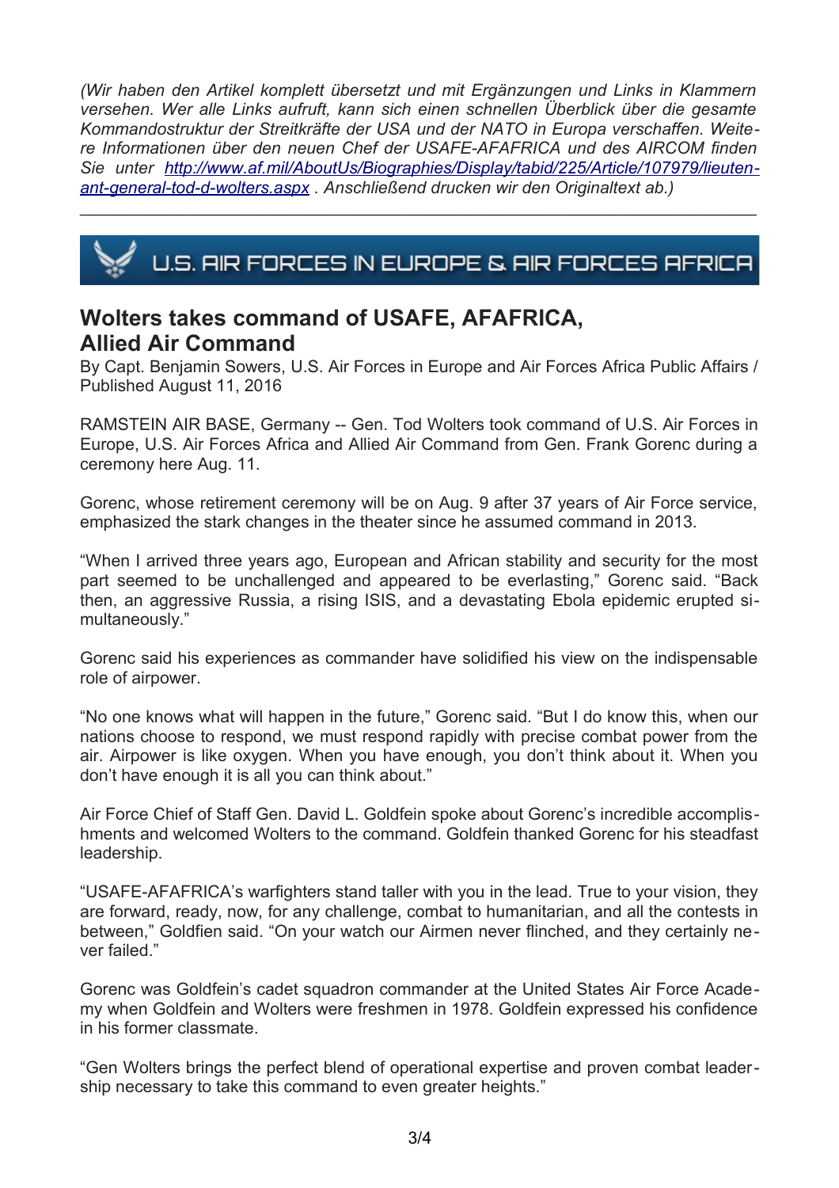*(Wir haben den Artikel komplett übersetzt und mit Ergänzungen und Links in Klammern versehen. Wer alle Links aufruft, kann sich einen schnellen Überblick über die gesamte Kommandostruktur der Streitkräfte der USA und der NATO in Europa verschaffen. Weitere Informationen über den neuen Chef der USAFE-AFAFRICA und des AIRCOM finden Sie unter [http://www.af.mil/AboutUs/Biographies/Display/tabid/225/Article/107979/lieutenant-general-tod-d-wolters.aspx](http://www.af.mil/AboutUs/Biographies/Display/tabid/225/Article/107979/lieutenant-general-tod-d-wolters.aspx) . Anschließend drucken wir den Originaltext ab.)*

---

U.S. AIR FORCES IN EUROPE & AIR FORCES AFRICA

## Wolters takes command of USAFE, AFAFRICA, Allied Air Command

By Capt. Benjamin Sowers, U.S. Air Forces in Europe and Air Forces Africa Public Affairs / Published August 11, 2016

RAMSTEIN AIR BASE, Germany -- Gen. Tod Wolters took command of U.S. Air Forces in Europe, U.S. Air Forces Africa and Allied Air Command from Gen. Frank Gorenc during a ceremony here Aug. 11.

Gorenc, whose retirement ceremony will be on Aug. 9 after 37 years of Air Force service, emphasized the stark changes in the theater since he assumed command in 2013.

"When I arrived three years ago, European and African stability and security for the most part seemed to be unchallenged and appeared to be everlasting," Gorenc said. "Back then, an aggressive Russia, a rising ISIS, and a devastating Ebola epidemic erupted simultaneously."

Gorenc said his experiences as commander have solidified his view on the indispensable role of airpower.

"No one knows what will happen in the future," Gorenc said. "But I do know this, when our nations choose to respond, we must respond rapidly with precise combat power from the air. Airpower is like oxygen. When you have enough, you don't think about it. When you don't have enough it is all you can think about."

Air Force Chief of Staff Gen. David L. Goldfein spoke about Gorenc's incredible accomplishments and welcomed Wolters to the command. Goldfein thanked Gorenc for his steadfast leadership.

"USAFE-AFAFRICA's warfighters stand taller with you in the lead. True to your vision, they are forward, ready, now, for any challenge, combat to humanitarian, and all the contests in between," Goldfien said. "On your watch our Airmen never flinched, and they certainly never failed."

Gorenc was Goldfein's cadet squadron commander at the United States Air Force Academy when Goldfein and Wolters were freshmen in 1978. Goldfein expressed his confidence in his former classmate.

"Gen Wolters brings the perfect blend of operational expertise and proven combat leadership necessary to take this command to even greater heights."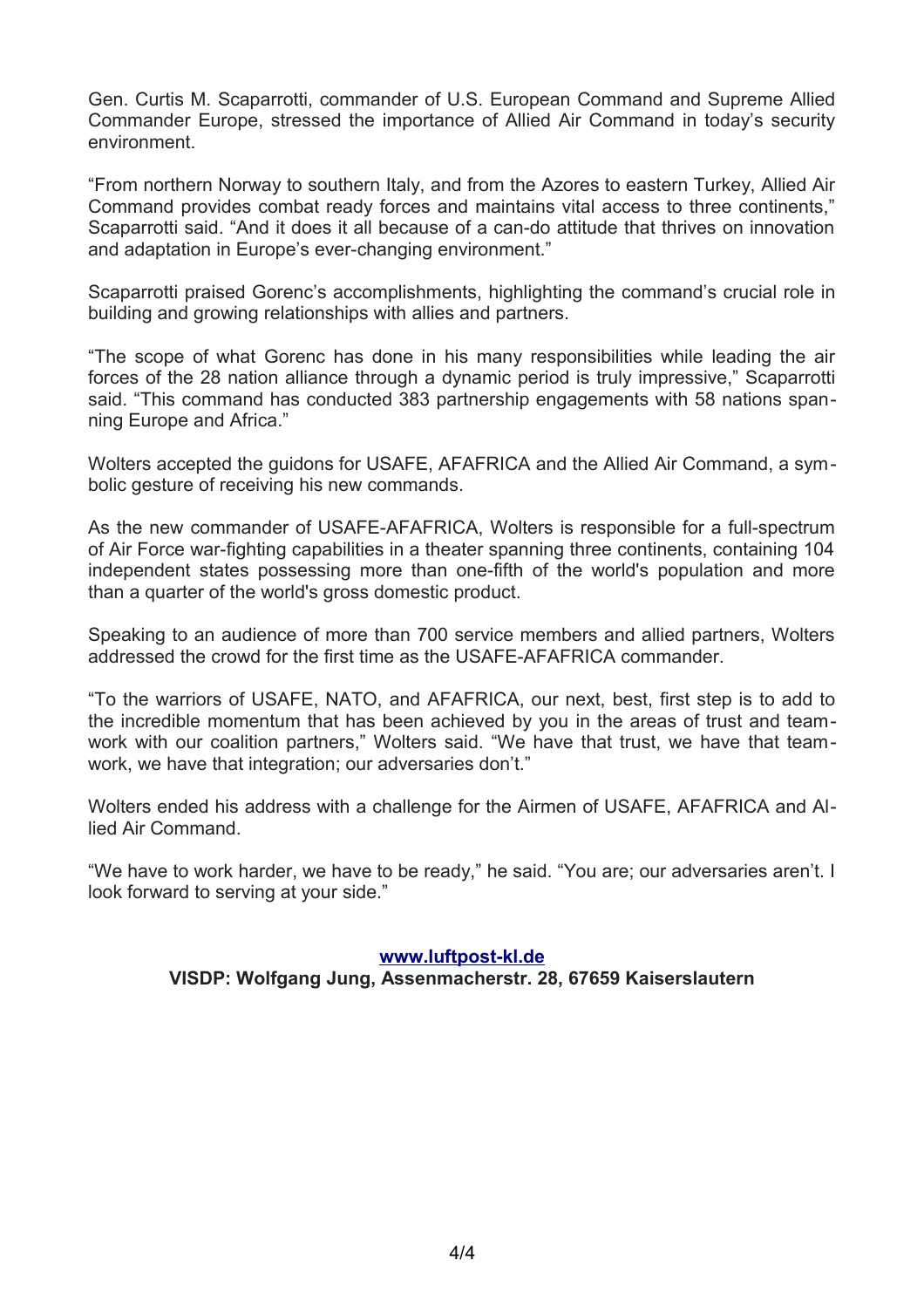Gen. Curtis M. Scaparrotti, commander of U.S. European Command and Supreme Allied Commander Europe, stressed the importance of Allied Air Command in today's security environment.

"From northern Norway to southern Italy, and from the Azores to eastern Turkey, Allied Air Command provides combat ready forces and maintains vital access to three continents," Scaparrotti said. "And it does it all because of a can-do attitude that thrives on innovation and adaptation in Europe's ever-changing environment."

Scaparrotti praised Gorenc's accomplishments, highlighting the command's crucial role in building and growing relationships with allies and partners.

"The scope of what Gorenc has done in his many responsibilities while leading the air forces of the 28 nation alliance through a dynamic period is truly impressive," Scaparrotti said. "This command has conducted 383 partnership engagements with 58 nations spanning Europe and Africa."

Wolters accepted the guidons for USAFE, AFAFRICA and the Allied Air Command, a symbolic gesture of receiving his new commands.

As the new commander of USAFE-AFAFRICA, Wolters is responsible for a full-spectrum of Air Force war-fighting capabilities in a theater spanning three continents, containing 104 independent states possessing more than one-fifth of the world's population and more than a quarter of the world's gross domestic product.

Speaking to an audience of more than 700 service members and allied partners, Wolters addressed the crowd for the first time as the USAFE-AFAFRICA commander.

"To the warriors of USAFE, NATO, and AFAFRICA, our next, best, first step is to add to the incredible momentum that has been achieved by you in the areas of trust and teamwork with our coalition partners," Wolters said. "We have that trust, we have that teamwork, we have that integration; our adversaries don't."

Wolters ended his address with a challenge for the Airmen of USAFE, AFAFRICA and Allied Air Command.

"We have to work harder, we have to be ready," he said. "You are; our adversaries aren't. I look forward to serving at your side."

**www.luftpost-kl.de**
**VISDP: Wolfgang Jung, Assenmacherstr. 28, 67659 Kaiserslautern**